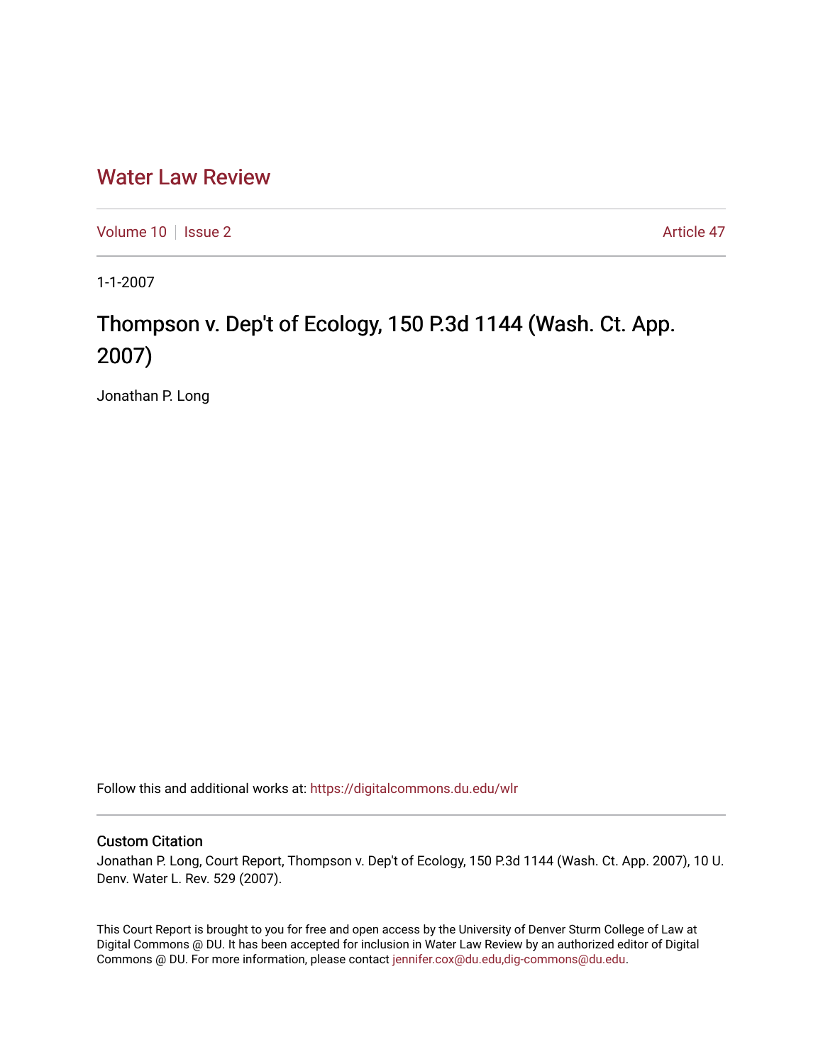# Water Law Review

Volume 10 | Issue 2 | Article 47

1-1-2007

## Thompson v. Dep't of Ecology, 150 P.3d 1144 (Wash. Ct. App. 2007)

Jonathan P. Long

Follow this and additional works at: https://digitalcommons.du.edu/wlr

### Custom Citation

Jonathan P. Long, Court Report, Thompson v. Dep't of Ecology, 150 P.3d 1144 (Wash. Ct. App. 2007), 10 U. Denv. Water L. Rev. 529 (2007).

This Court Report is brought to you for free and open access by the University of Denver Sturm College of Law at Digital Commons @ DU. It has been accepted for inclusion in Water Law Review by an authorized editor of Digital Commons @ DU. For more information, please contact jennifer.cox@du.edu,dig-commons@du.edu.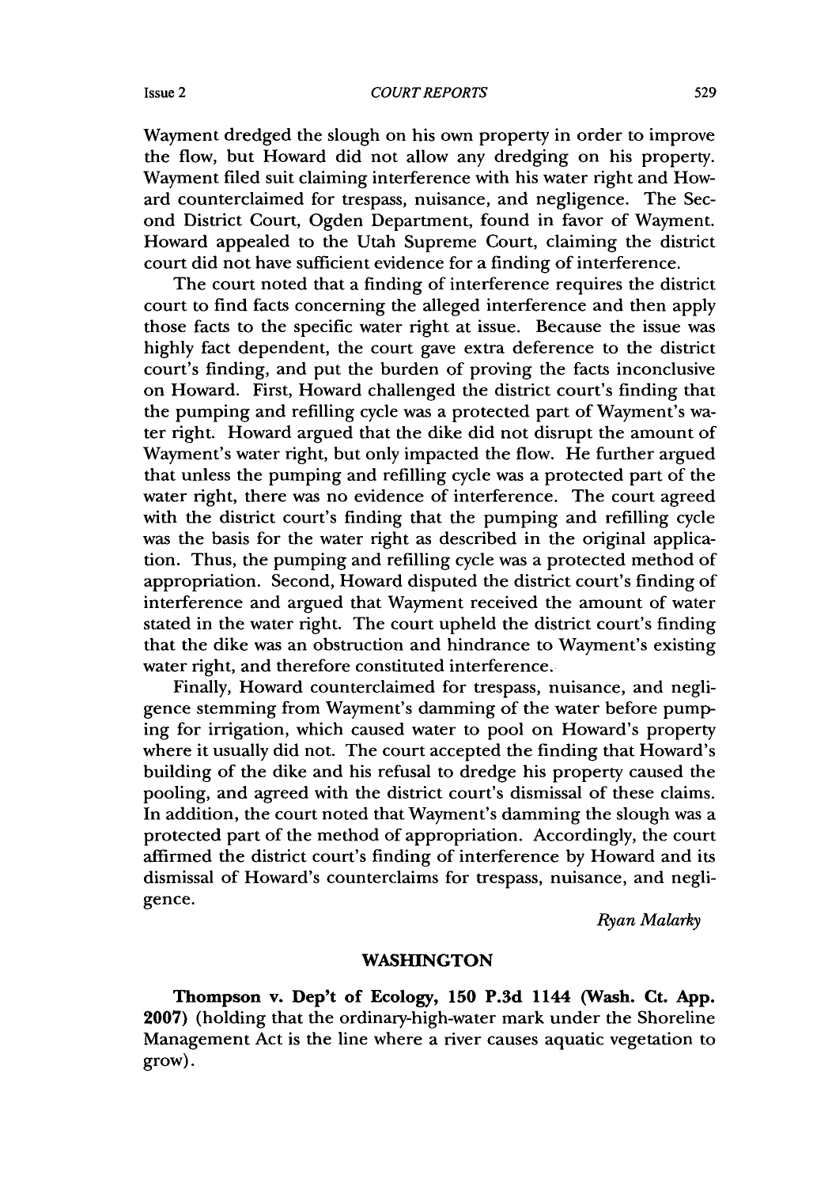Wayment dredged the slough on his own property in order to improve the flow, but Howard did not allow any dredging on his property. Wayment filed suit claiming interference with his water right and Howard counterclaimed for trespass, nuisance, and negligence. The Second District Court, Ogden Department, found in favor of Wayment. Howard appealed to the Utah Supreme Court, claiming the district court did not have sufficient evidence for a finding of interference.

The court noted that a finding of interference requires the district court to find facts concerning the alleged interference and then apply those facts to the specific water right at issue. Because the issue was highly fact dependent, the court gave extra deference to the district court's finding, and put the burden of proving the facts inconclusive on Howard. First, Howard challenged the district court's finding that the pumping and refilling cycle was a protected part of Wayment's water right. Howard argued that the dike did not disrupt the amount of Wayment's water right, but only impacted the flow. He further argued that unless the pumping and refilling cycle was a protected part of the water right, there was no evidence of interference. The court agreed with the district court's finding that the pumping and refilling cycle was the basis for the water right as described in the original application. Thus, the pumping and refilling cycle was a protected method of appropriation. Second, Howard disputed the district court's finding of interference and argued that Wayment received the amount of water stated in the water right. The court upheld the district court's finding that the dike was an obstruction and hindrance to Wayment's existing water right, and therefore constituted interference.

Finally, Howard counterclaimed for trespass, nuisance, and negligence stemming from Wayment's damming of the water before pumping for irrigation, which caused water to pool on Howard's property where it usually did not. The court accepted the finding that Howard's building of the dike and his refusal to dredge his property caused the pooling, and agreed with the district court's dismissal of these claims. In addition, the court noted that Wayment's damming the slough was a protected part of the method of appropriation. Accordingly, the court affirmed the district court's finding of interference by Howard and its dismissal of Howard's counterclaims for trespass, nuisance, and negligence.

*Ryan Malarky*

## WASHINGTON

**Thompson v. Dep't of Ecology, 150 P.3d 1144 (Wash. Ct. App. 2007)** (holding that the ordinary-high-water mark under the Shoreline Management Act is the line where a river causes aquatic vegetation to grow).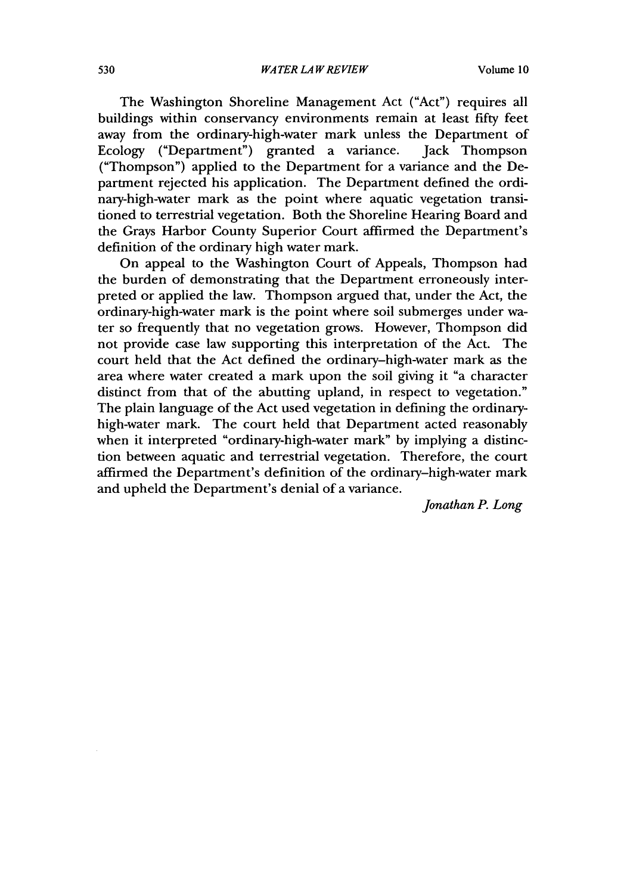The Washington Shoreline Management Act ("Act") requires all buildings within conservancy environments remain at least fifty feet away from the ordinary-high-water mark unless the Department of Ecology ("Department") granted a variance. Jack Thompson ("Thompson") applied to the Department for a variance and the Department rejected his application. The Department defined the ordinary-high-water mark as the point where aquatic vegetation transitioned to terrestrial vegetation. Both the Shoreline Hearing Board and the Grays Harbor County Superior Court affirmed the Department's definition of the ordinary high water mark.

On appeal to the Washington Court of Appeals, Thompson had the burden of demonstrating that the Department erroneously interpreted or applied the law. Thompson argued that, under the Act, the ordinary-high-water mark is the point where soil submerges under water so frequently that no vegetation grows. However, Thompson did not provide case law supporting this interpretation of the Act. The court held that the Act defined the ordinary–high-water mark as the area where water created a mark upon the soil giving it "a character distinct from that of the abutting upland, in respect to vegetation." The plain language of the Act used vegetation in defining the ordinary-high-water mark. The court held that Department acted reasonably when it interpreted "ordinary-high-water mark" by implying a distinction between aquatic and terrestrial vegetation. Therefore, the court affirmed the Department's definition of the ordinary–high-water mark and upheld the Department's denial of a variance.

*Jonathan P. Long*